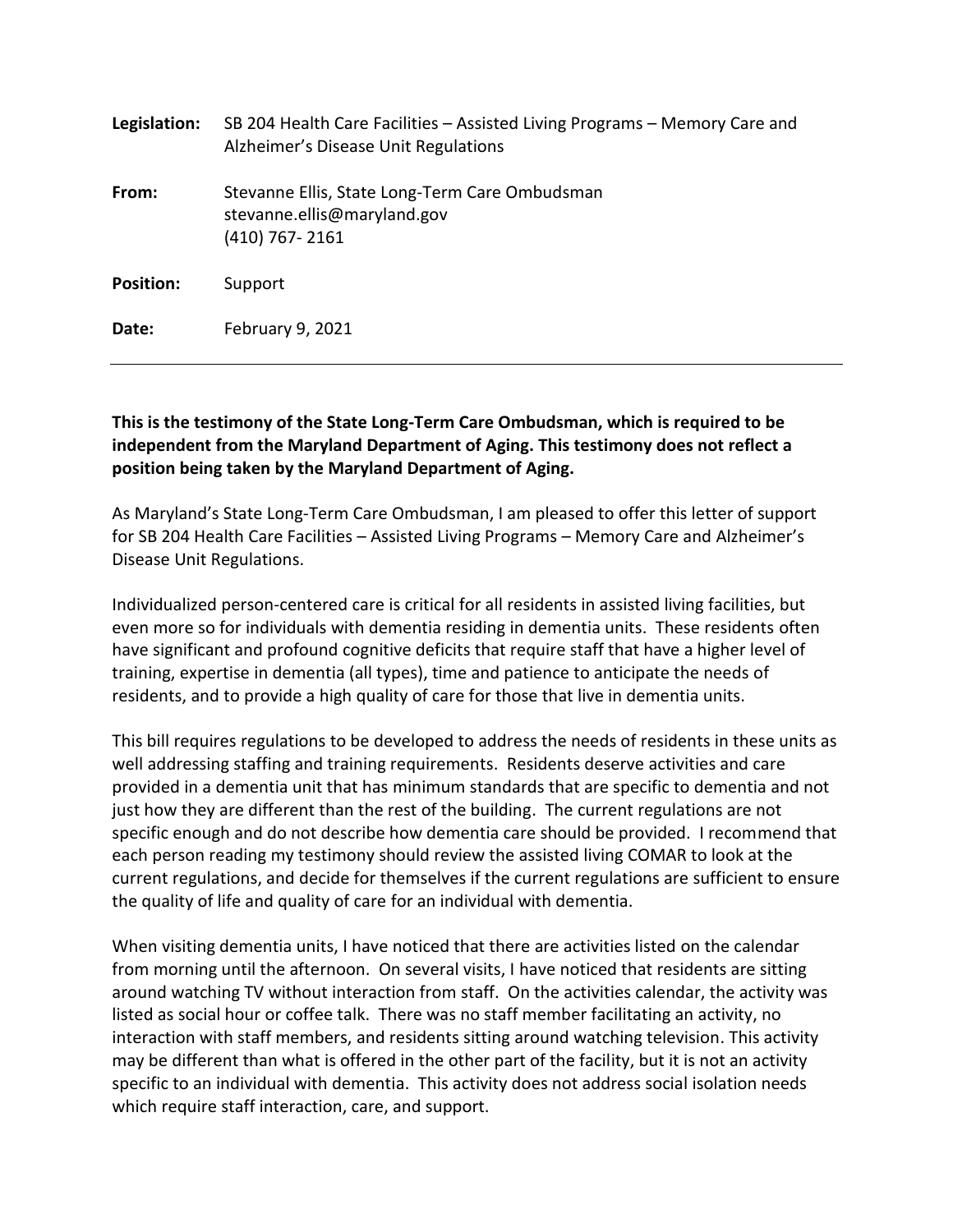**Legislation:** SB 204 Health Care Facilities – Assisted Living Programs – Memory Care and Alzheimer's Disease Unit Regulations

**From:** Stevanne Ellis, State Long-Term Care Ombudsman
stevanne.ellis@maryland.gov
(410) 767- 2161

**Position:** Support

**Date:** February 9, 2021

---

**This is the testimony of the State Long-Term Care Ombudsman, which is required to be independent from the Maryland Department of Aging. This testimony does not reflect a position being taken by the Maryland Department of Aging.**

As Maryland's State Long-Term Care Ombudsman, I am pleased to offer this letter of support for SB 204 Health Care Facilities – Assisted Living Programs – Memory Care and Alzheimer's Disease Unit Regulations.

Individualized person-centered care is critical for all residents in assisted living facilities, but even more so for individuals with dementia residing in dementia units. These residents often have significant and profound cognitive deficits that require staff that have a higher level of training, expertise in dementia (all types), time and patience to anticipate the needs of residents, and to provide a high quality of care for those that live in dementia units.

This bill requires regulations to be developed to address the needs of residents in these units as well addressing staffing and training requirements. Residents deserve activities and care provided in a dementia unit that has minimum standards that are specific to dementia and not just how they are different than the rest of the building. The current regulations are not specific enough and do not describe how dementia care should be provided. I recommend that each person reading my testimony should review the assisted living COMAR to look at the current regulations, and decide for themselves if the current regulations are sufficient to ensure the quality of life and quality of care for an individual with dementia.

When visiting dementia units, I have noticed that there are activities listed on the calendar from morning until the afternoon. On several visits, I have noticed that residents are sitting around watching TV without interaction from staff. On the activities calendar, the activity was listed as social hour or coffee talk. There was no staff member facilitating an activity, no interaction with staff members, and residents sitting around watching television. This activity may be different than what is offered in the other part of the facility, but it is not an activity specific to an individual with dementia. This activity does not address social isolation needs which require staff interaction, care, and support.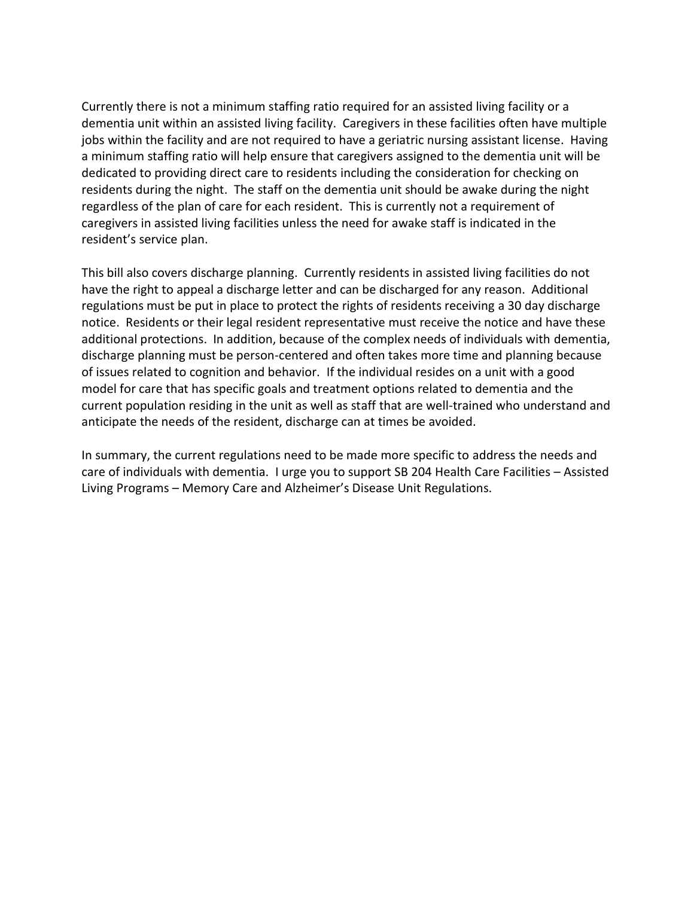Currently there is not a minimum staffing ratio required for an assisted living facility or a dementia unit within an assisted living facility. Caregivers in these facilities often have multiple jobs within the facility and are not required to have a geriatric nursing assistant license. Having a minimum staffing ratio will help ensure that caregivers assigned to the dementia unit will be dedicated to providing direct care to residents including the consideration for checking on residents during the night. The staff on the dementia unit should be awake during the night regardless of the plan of care for each resident. This is currently not a requirement of caregivers in assisted living facilities unless the need for awake staff is indicated in the resident's service plan.

This bill also covers discharge planning. Currently residents in assisted living facilities do not have the right to appeal a discharge letter and can be discharged for any reason. Additional regulations must be put in place to protect the rights of residents receiving a 30 day discharge notice. Residents or their legal resident representative must receive the notice and have these additional protections. In addition, because of the complex needs of individuals with dementia, discharge planning must be person-centered and often takes more time and planning because of issues related to cognition and behavior. If the individual resides on a unit with a good model for care that has specific goals and treatment options related to dementia and the current population residing in the unit as well as staff that are well-trained who understand and anticipate the needs of the resident, discharge can at times be avoided.

In summary, the current regulations need to be made more specific to address the needs and care of individuals with dementia. I urge you to support SB 204 Health Care Facilities – Assisted Living Programs – Memory Care and Alzheimer's Disease Unit Regulations.